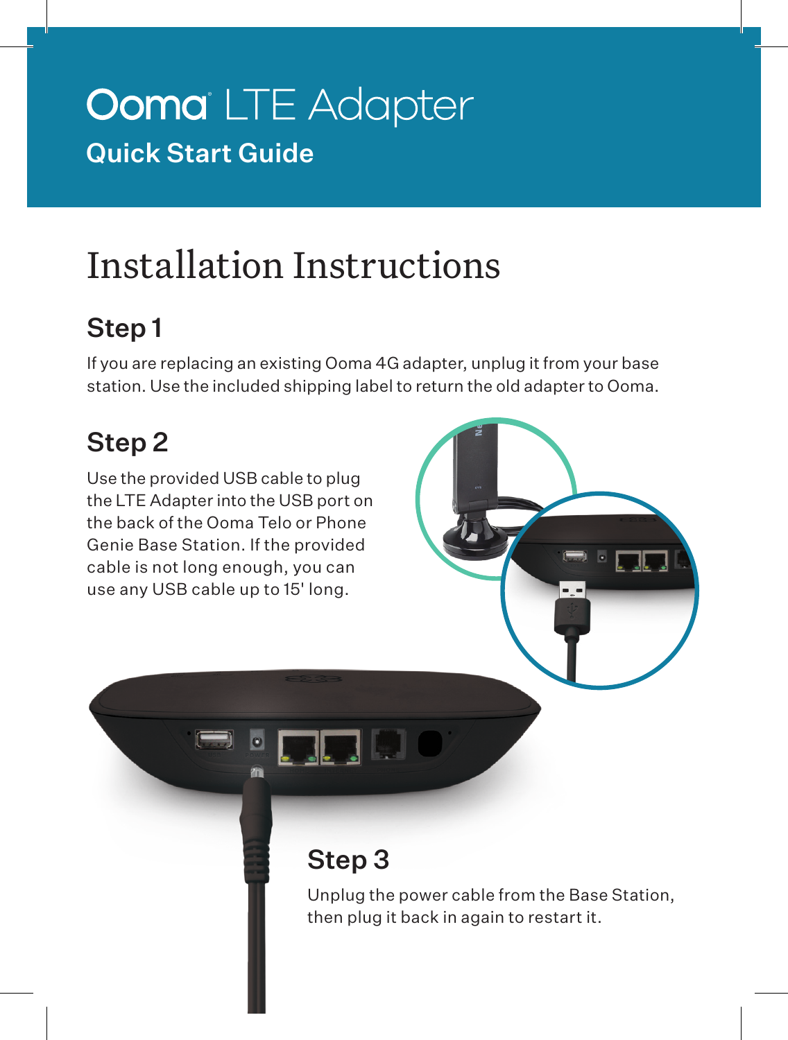# Ooma LTE Adapter

## Quick Start Guide

# Installation Instructions

### Step 1

If you are replacing an existing Ooma 4G adapter, unplug it from your base station. Use the included shipping label to return the old adapter to Ooma.

### Step 2

Use the provided USB cable to plug the LTE Adapter into the USB port on the back of the Ooma Telo or Phone Genie Base Station. If the provided cable is not long enough, you can use any USB cable up to 15' long.

### Step 3

Unplug the power cable from the Base Station, then plug it back in again to restart it.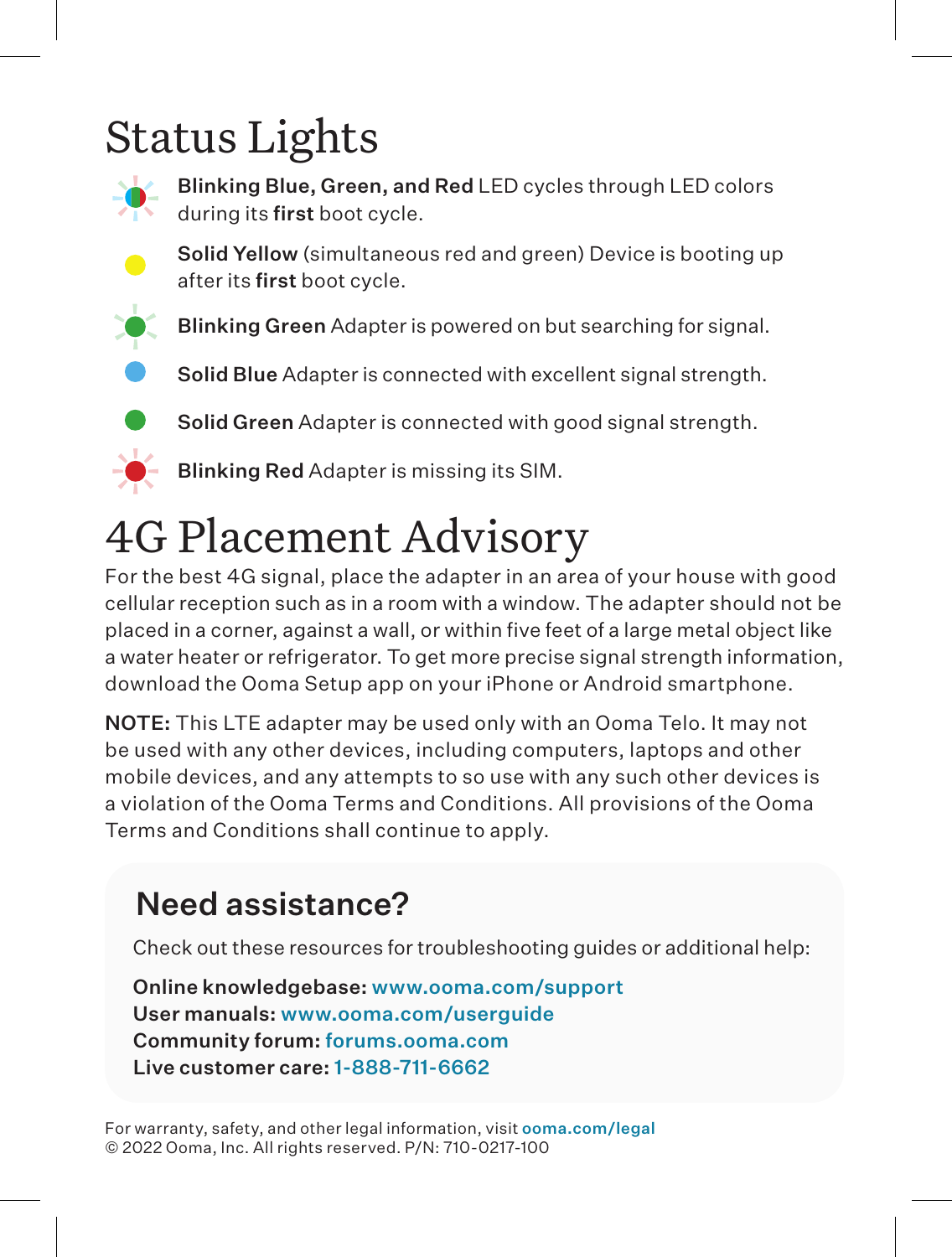# Status Lights

- **Blinking Blue, Green, and Red** LED cycles through LED colors during its **first** boot cycle.
- **Solid Yellow** (simultaneous red and green) Device is booting up after its **first** boot cycle.
- **Blinking Green** Adapter is powered on but searching for signal.
- **Solid Blue** Adapter is connected with excellent signal strength.
- **Solid Green** Adapter is connected with good signal strength.
- **Blinking Red** Adapter is missing its SIM.

# 4G Placement Advisory

For the best 4G signal, place the adapter in an area of your house with good cellular reception such as in a room with a window. The adapter should not be placed in a corner, against a wall, or within five feet of a large metal object like a water heater or refrigerator. To get more precise signal strength information, download the Ooma Setup app on your iPhone or Android smartphone.

**NOTE:** This LTE adapter may be used only with an Ooma Telo. It may not be used with any other devices, including computers, laptops and other mobile devices, and any attempts to so use with any such other devices is a violation of the Ooma Terms and Conditions. All provisions of the Ooma Terms and Conditions shall continue to apply.

## Need assistance?

Check out these resources for troubleshooting guides or additional help:

**Online knowledgebase:** www.ooma.com/support
**User manuals:** www.ooma.com/userguide
**Community forum:** forums.ooma.com
**Live customer care:** 1-888-711-6662

For warranty, safety, and other legal information, visit **ooma.com/legal**
© 2022 Ooma, Inc. All rights reserved. P/N: 710-0217-100